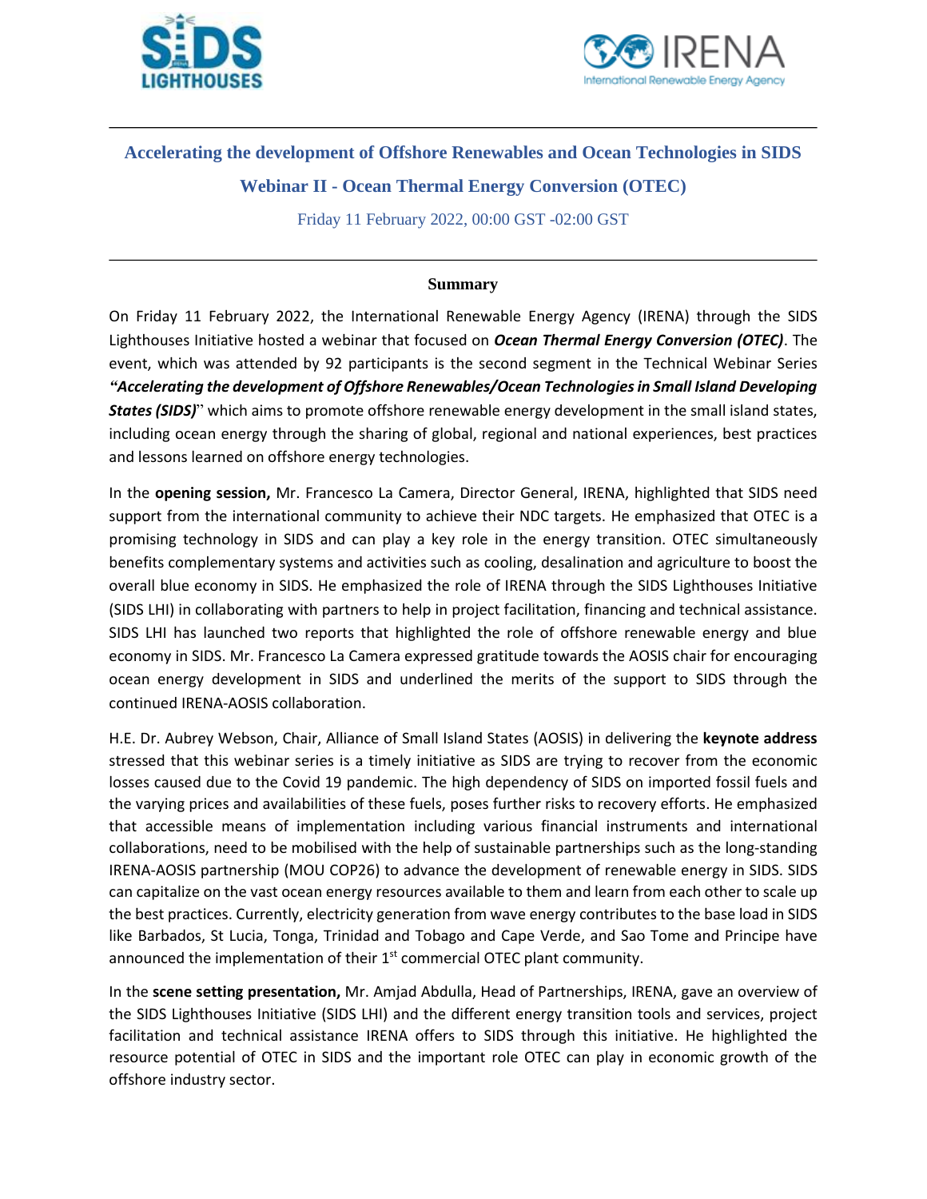# Accelerating the development of Offshore Renewables and Ocean Technologies in SIDS

## Webinar II - Ocean Thermal Energy Conversion (OTEC)

Friday 11 February 2022, 00:00 GST -02:00 GST

---

**Summary**

On Friday 11 February 2022, the International Renewable Energy Agency (IRENA) through the SIDS Lighthouses Initiative hosted a webinar that focused on ***Ocean Thermal Energy Conversion (OTEC)***. The event, which was attended by 92 participants is the second segment in the Technical Webinar Series ***"Accelerating the development of Offshore Renewables/Ocean Technologies in Small Island Developing States (SIDS)***" which aims to promote offshore renewable energy development in the small island states, including ocean energy through the sharing of global, regional and national experiences, best practices and lessons learned on offshore energy technologies.

In the **opening session,** Mr. Francesco La Camera, Director General, IRENA, highlighted that SIDS need support from the international community to achieve their NDC targets. He emphasized that OTEC is a promising technology in SIDS and can play a key role in the energy transition. OTEC simultaneously benefits complementary systems and activities such as cooling, desalination and agriculture to boost the overall blue economy in SIDS. He emphasized the role of IRENA through the SIDS Lighthouses Initiative (SIDS LHI) in collaborating with partners to help in project facilitation, financing and technical assistance. SIDS LHI has launched two reports that highlighted the role of offshore renewable energy and blue economy in SIDS. Mr. Francesco La Camera expressed gratitude towards the AOSIS chair for encouraging ocean energy development in SIDS and underlined the merits of the support to SIDS through the continued IRENA-AOSIS collaboration.

H.E. Dr. Aubrey Webson, Chair, Alliance of Small Island States (AOSIS) in delivering the **keynote address** stressed that this webinar series is a timely initiative as SIDS are trying to recover from the economic losses caused due to the Covid 19 pandemic. The high dependency of SIDS on imported fossil fuels and the varying prices and availabilities of these fuels, poses further risks to recovery efforts. He emphasized that accessible means of implementation including various financial instruments and international collaborations, need to be mobilised with the help of sustainable partnerships such as the long-standing IRENA-AOSIS partnership (MOU COP26) to advance the development of renewable energy in SIDS. SIDS can capitalize on the vast ocean energy resources available to them and learn from each other to scale up the best practices. Currently, electricity generation from wave energy contributes to the base load in SIDS like Barbados, St Lucia, Tonga, Trinidad and Tobago and Cape Verde, and Sao Tome and Principe have announced the implementation of their 1st commercial OTEC plant community.

In the **scene setting presentation,** Mr. Amjad Abdulla, Head of Partnerships, IRENA, gave an overview of the SIDS Lighthouses Initiative (SIDS LHI) and the different energy transition tools and services, project facilitation and technical assistance IRENA offers to SIDS through this initiative. He highlighted the resource potential of OTEC in SIDS and the important role OTEC can play in economic growth of the offshore industry sector.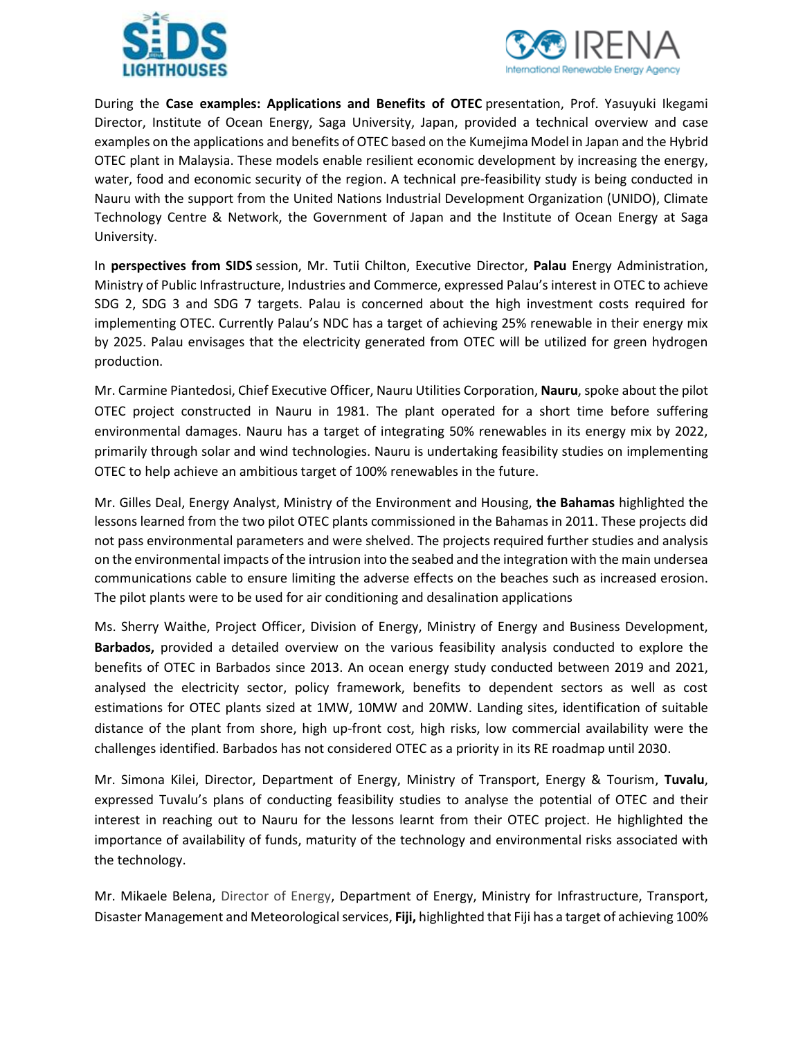During the **Case examples: Applications and Benefits of OTEC** presentation, Prof. Yasuyuki Ikegami Director, Institute of Ocean Energy, Saga University, Japan, provided a technical overview and case examples on the applications and benefits of OTEC based on the Kumejima Model in Japan and the Hybrid OTEC plant in Malaysia. These models enable resilient economic development by increasing the energy, water, food and economic security of the region. A technical pre-feasibility study is being conducted in Nauru with the support from the United Nations Industrial Development Organization (UNIDO), Climate Technology Centre & Network, the Government of Japan and the Institute of Ocean Energy at Saga University.

In **perspectives from SIDS** session, Mr. Tutii Chilton, Executive Director, **Palau** Energy Administration, Ministry of Public Infrastructure, Industries and Commerce, expressed Palau's interest in OTEC to achieve SDG 2, SDG 3 and SDG 7 targets. Palau is concerned about the high investment costs required for implementing OTEC. Currently Palau's NDC has a target of achieving 25% renewable in their energy mix by 2025. Palau envisages that the electricity generated from OTEC will be utilized for green hydrogen production.

Mr. Carmine Piantedosi, Chief Executive Officer, Nauru Utilities Corporation, **Nauru**, spoke about the pilot OTEC project constructed in Nauru in 1981. The plant operated for a short time before suffering environmental damages. Nauru has a target of integrating 50% renewables in its energy mix by 2022, primarily through solar and wind technologies. Nauru is undertaking feasibility studies on implementing OTEC to help achieve an ambitious target of 100% renewables in the future.

Mr. Gilles Deal, Energy Analyst, Ministry of the Environment and Housing, **the Bahamas** highlighted the lessons learned from the two pilot OTEC plants commissioned in the Bahamas in 2011. These projects did not pass environmental parameters and were shelved. The projects required further studies and analysis on the environmental impacts of the intrusion into the seabed and the integration with the main undersea communications cable to ensure limiting the adverse effects on the beaches such as increased erosion. The pilot plants were to be used for air conditioning and desalination applications

Ms. Sherry Waithe, Project Officer, Division of Energy, Ministry of Energy and Business Development, **Barbados,** provided a detailed overview on the various feasibility analysis conducted to explore the benefits of OTEC in Barbados since 2013. An ocean energy study conducted between 2019 and 2021, analysed the electricity sector, policy framework, benefits to dependent sectors as well as cost estimations for OTEC plants sized at 1MW, 10MW and 20MW. Landing sites, identification of suitable distance of the plant from shore, high up-front cost, high risks, low commercial availability were the challenges identified. Barbados has not considered OTEC as a priority in its RE roadmap until 2030.

Mr. Simona Kilei, Director, Department of Energy, Ministry of Transport, Energy & Tourism, **Tuvalu**, expressed Tuvalu's plans of conducting feasibility studies to analyse the potential of OTEC and their interest in reaching out to Nauru for the lessons learnt from their OTEC project. He highlighted the importance of availability of funds, maturity of the technology and environmental risks associated with the technology.

Mr. Mikaele Belena, Director of Energy, Department of Energy, Ministry for Infrastructure, Transport, Disaster Management and Meteorological services, **Fiji,** highlighted that Fiji has a target of achieving 100%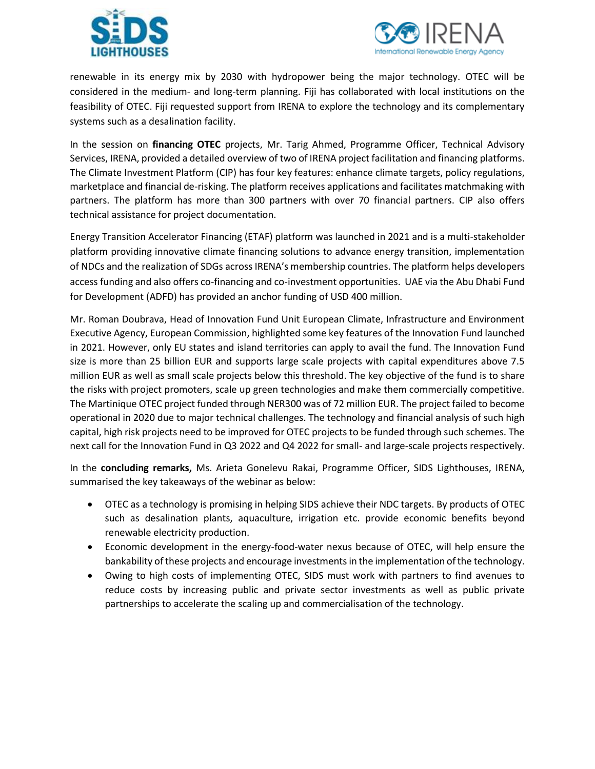renewable in its energy mix by 2030 with hydropower being the major technology. OTEC will be considered in the medium- and long-term planning. Fiji has collaborated with local institutions on the feasibility of OTEC. Fiji requested support from IRENA to explore the technology and its complementary systems such as a desalination facility.

In the session on **financing OTEC** projects, Mr. Tarig Ahmed, Programme Officer, Technical Advisory Services, IRENA, provided a detailed overview of two of IRENA project facilitation and financing platforms. The Climate Investment Platform (CIP) has four key features: enhance climate targets, policy regulations, marketplace and financial de-risking. The platform receives applications and facilitates matchmaking with partners. The platform has more than 300 partners with over 70 financial partners. CIP also offers technical assistance for project documentation.

Energy Transition Accelerator Financing (ETAF) platform was launched in 2021 and is a multi-stakeholder platform providing innovative climate financing solutions to advance energy transition, implementation of NDCs and the realization of SDGs across IRENA's membership countries. The platform helps developers access funding and also offers co-financing and co-investment opportunities. UAE via the Abu Dhabi Fund for Development (ADFD) has provided an anchor funding of USD 400 million.

Mr. Roman Doubrava, Head of Innovation Fund Unit European Climate, Infrastructure and Environment Executive Agency, European Commission, highlighted some key features of the Innovation Fund launched in 2021. However, only EU states and island territories can apply to avail the fund. The Innovation Fund size is more than 25 billion EUR and supports large scale projects with capital expenditures above 7.5 million EUR as well as small scale projects below this threshold. The key objective of the fund is to share the risks with project promoters, scale up green technologies and make them commercially competitive. The Martinique OTEC project funded through NER300 was of 72 million EUR. The project failed to become operational in 2020 due to major technical challenges. The technology and financial analysis of such high capital, high risk projects need to be improved for OTEC projects to be funded through such schemes. The next call for the Innovation Fund in Q3 2022 and Q4 2022 for small- and large-scale projects respectively.

In the **concluding remarks,** Ms. Arieta Gonelevu Rakai, Programme Officer, SIDS Lighthouses, IRENA, summarised the key takeaways of the webinar as below:

- OTEC as a technology is promising in helping SIDS achieve their NDC targets. By products of OTEC such as desalination plants, aquaculture, irrigation etc. provide economic benefits beyond renewable electricity production.
- Economic development in the energy-food-water nexus because of OTEC, will help ensure the bankability of these projects and encourage investments in the implementation of the technology.
- Owing to high costs of implementing OTEC, SIDS must work with partners to find avenues to reduce costs by increasing public and private sector investments as well as public private partnerships to accelerate the scaling up and commercialisation of the technology.